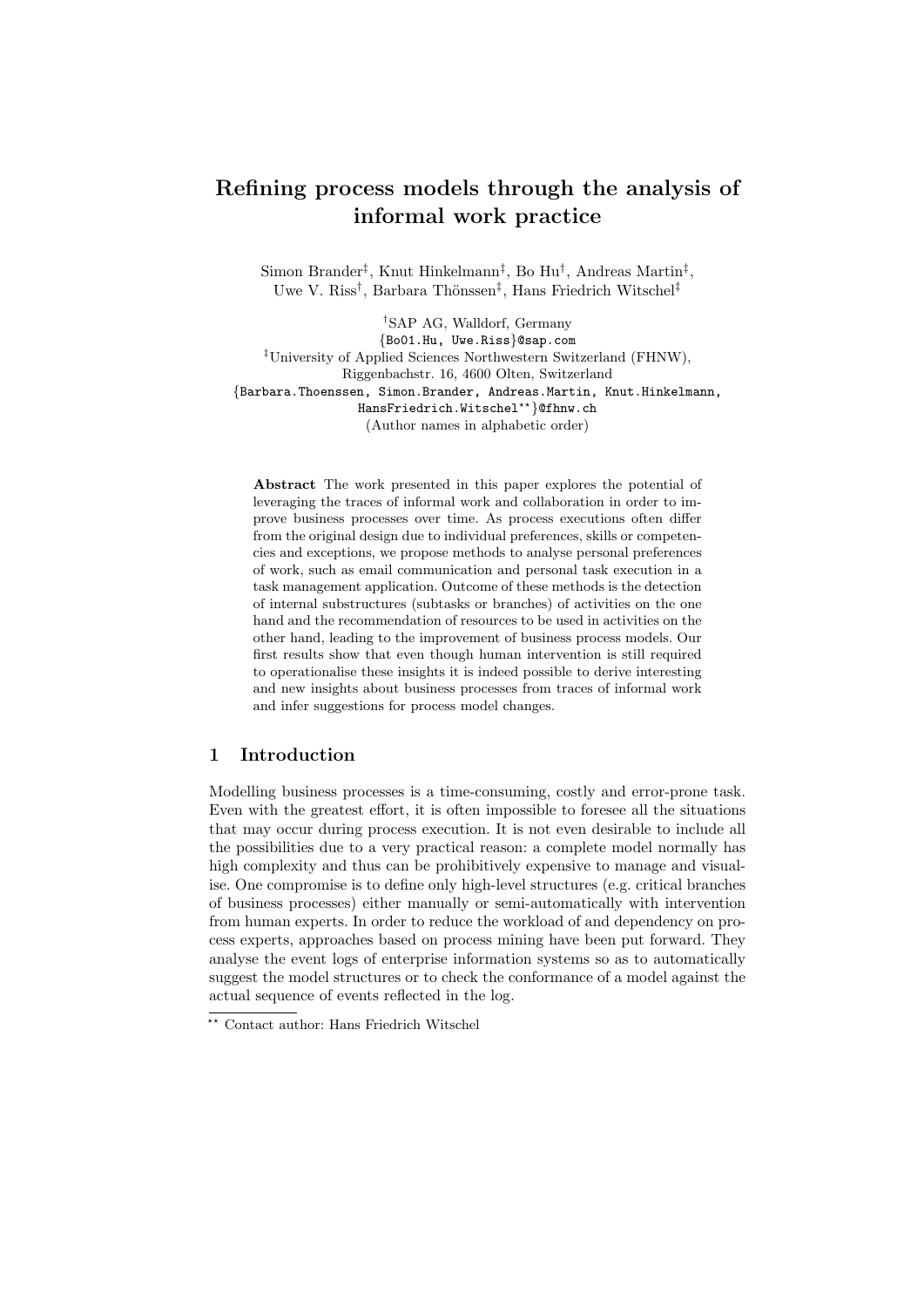# Refining process models through the analysis of informal work practice

Simon Brander[‡], Knut Hinkelmann[‡], Bo Hu[†], Andreas Martin[‡], Uwe V. Riss[†], Barbara Thönssen[‡], Hans Friedrich Witschel[‡]

[†]SAP AG, Walldorf, Germany
{Bo01.Hu, Uwe.Riss}@sap.com
[‡]University of Applied Sciences Northwestern Switzerland (FHNW), Riggenbachstr. 16, 4600 Olten, Switzerland
{Barbara.Thoenssen, Simon.Brander, Andreas.Martin, Knut.Hinkelmann, HansFriedrich.Witschel[\*\*]}@fhnw.ch
(Author names in alphabetic order)

**Abstract** The work presented in this paper explores the potential of leveraging the traces of informal work and collaboration in order to improve business processes over time. As process executions often differ from the original design due to individual preferences, skills or competencies and exceptions, we propose methods to analyse personal preferences of work, such as email communication and personal task execution in a task management application. Outcome of these methods is the detection of internal substructures (subtasks or branches) of activities on the one hand and the recommendation of resources to be used in activities on the other hand, leading to the improvement of business process models. Our first results show that even though human intervention is still required to operationalise these insights it is indeed possible to derive interesting and new insights about business processes from traces of informal work and infer suggestions for process model changes.

## 1 Introduction

Modelling business processes is a time-consuming, costly and error-prone task. Even with the greatest effort, it is often impossible to foresee all the situations that may occur during process execution. It is not even desirable to include all the possibilities due to a very practical reason: a complete model normally has high complexity and thus can be prohibitively expensive to manage and visualise. One compromise is to define only high-level structures (e.g. critical branches of business processes) either manually or semi-automatically with intervention from human experts. In order to reduce the workload of and dependency on process experts, approaches based on process mining have been put forward. They analyse the event logs of enterprise information systems so as to automatically suggest the model structures or to check the conformance of a model against the actual sequence of events reflected in the log.

[\*\*] Contact author: Hans Friedrich Witschel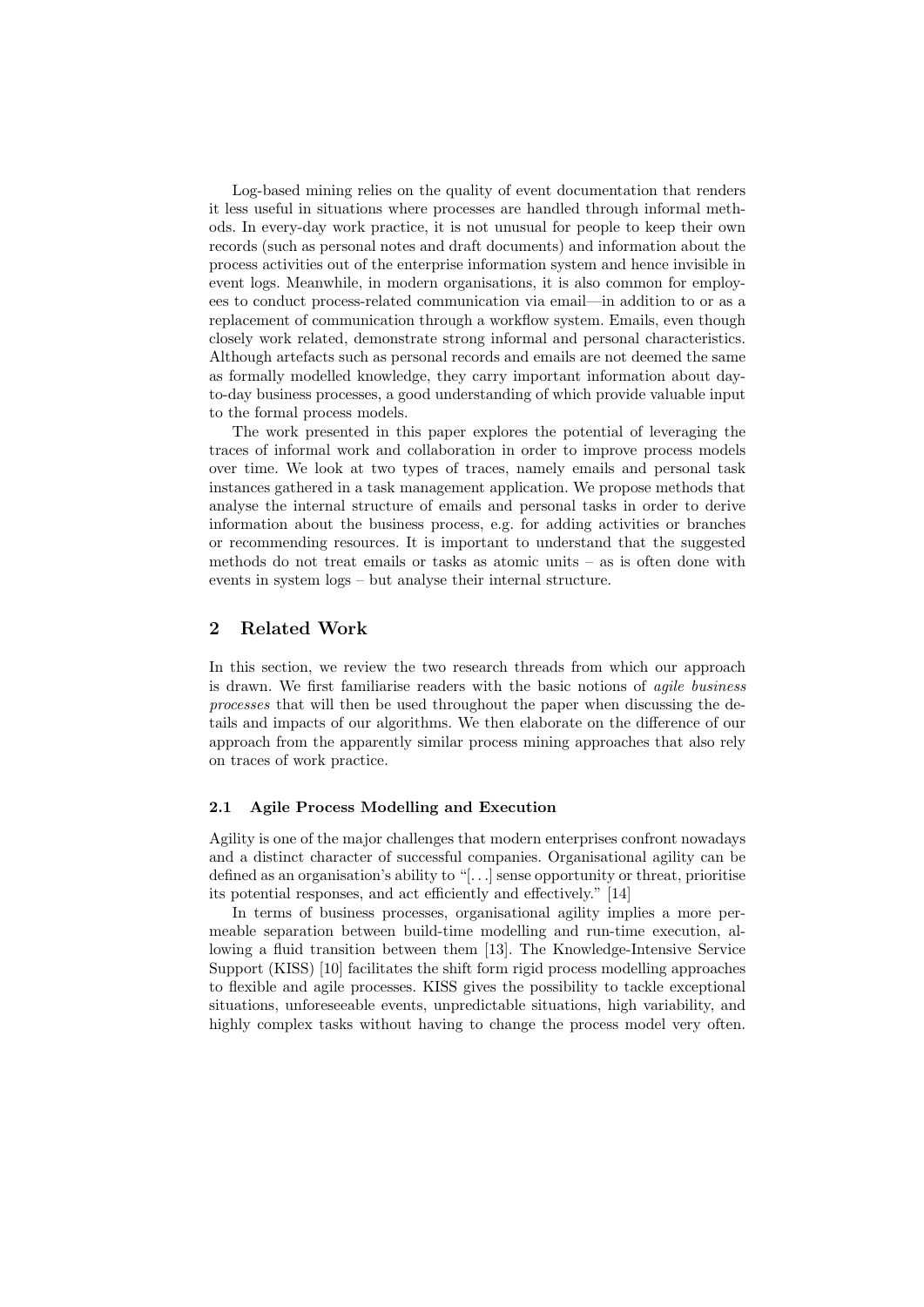Log-based mining relies on the quality of event documentation that renders it less useful in situations where processes are handled through informal methods. In every-day work practice, it is not unusual for people to keep their own records (such as personal notes and draft documents) and information about the process activities out of the enterprise information system and hence invisible in event logs. Meanwhile, in modern organisations, it is also common for employees to conduct process-related communication via email—in addition to or as a replacement of communication through a workflow system. Emails, even though closely work related, demonstrate strong informal and personal characteristics. Although artefacts such as personal records and emails are not deemed the same as formally modelled knowledge, they carry important information about day-to-day business processes, a good understanding of which provide valuable input to the formal process models.

The work presented in this paper explores the potential of leveraging the traces of informal work and collaboration in order to improve process models over time. We look at two types of traces, namely emails and personal task instances gathered in a task management application. We propose methods that analyse the internal structure of emails and personal tasks in order to derive information about the business process, e.g. for adding activities or branches or recommending resources. It is important to understand that the suggested methods do not treat emails or tasks as atomic units – as is often done with events in system logs – but analyse their internal structure.

## 2 Related Work

In this section, we review the two research threads from which our approach is drawn. We first familiarise readers with the basic notions of *agile business processes* that will then be used throughout the paper when discussing the details and impacts of our algorithms. We then elaborate on the difference of our approach from the apparently similar process mining approaches that also rely on traces of work practice.

### 2.1 Agile Process Modelling and Execution

Agility is one of the major challenges that modern enterprises confront nowadays and a distinct character of successful companies. Organisational agility can be defined as an organisation's ability to "[...] sense opportunity or threat, prioritise its potential responses, and act efficiently and effectively." [14]

In terms of business processes, organisational agility implies a more permeable separation between build-time modelling and run-time execution, allowing a fluid transition between them [13]. The Knowledge-Intensive Service Support (KISS) [10] facilitates the shift form rigid process modelling approaches to flexible and agile processes. KISS gives the possibility to tackle exceptional situations, unforeseeable events, unpredictable situations, high variability, and highly complex tasks without having to change the process model very often.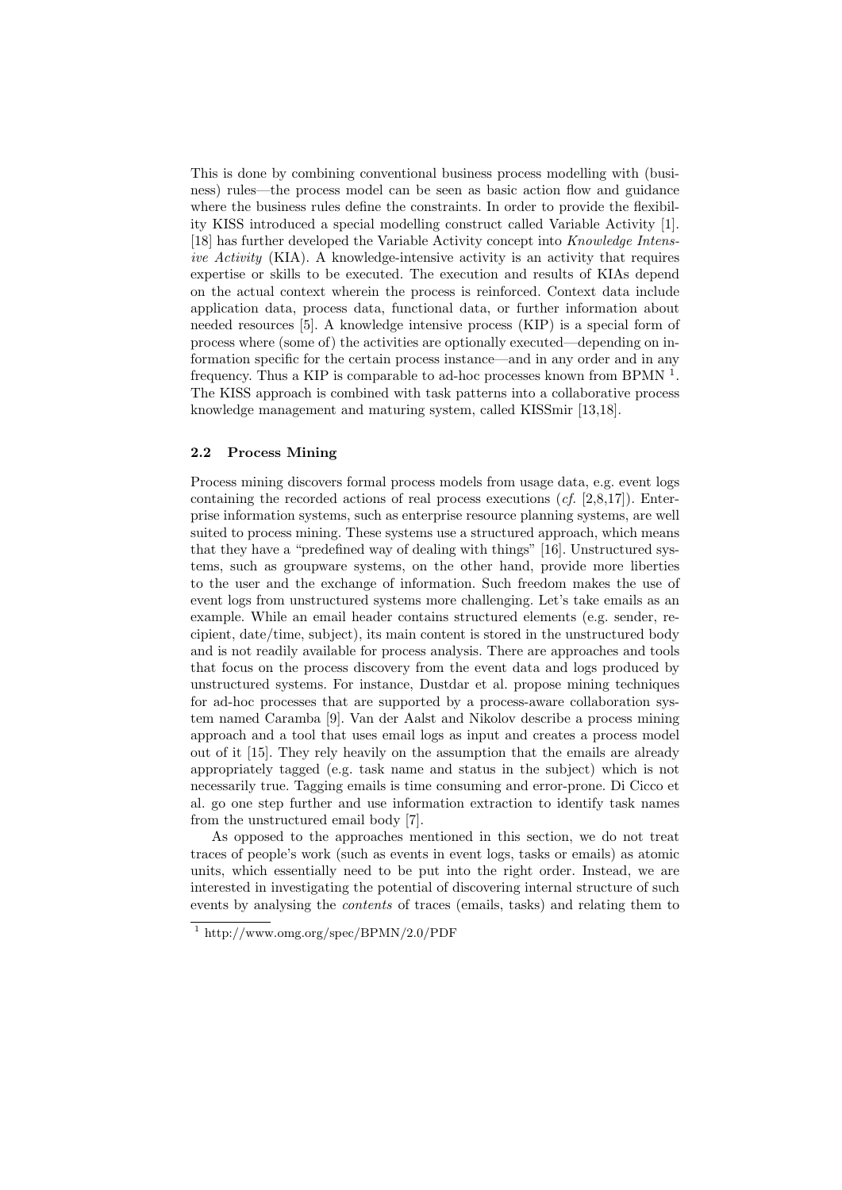This is done by combining conventional business process modelling with (business) rules—the process model can be seen as basic action flow and guidance where the business rules define the constraints. In order to provide the flexibility KISS introduced a special modelling construct called Variable Activity [1]. [18] has further developed the Variable Activity concept into *Knowledge Intensive Activity* (KIA). A knowledge-intensive activity is an activity that requires expertise or skills to be executed. The execution and results of KIAs depend on the actual context wherein the process is reinforced. Context data include application data, process data, functional data, or further information about needed resources [5]. A knowledge intensive process (KIP) is a special form of process where (some of) the activities are optionally executed—depending on information specific for the certain process instance—and in any order and in any frequency. Thus a KIP is comparable to ad-hoc processes known from BPMN [1]. The KISS approach is combined with task patterns into a collaborative process knowledge management and maturing system, called KISSmir [13,18].

### 2.2 Process Mining

Process mining discovers formal process models from usage data, e.g. event logs containing the recorded actions of real process executions (*cf.* [2,8,17]). Enterprise information systems, such as enterprise resource planning systems, are well suited to process mining. These systems use a structured approach, which means that they have a "predefined way of dealing with things" [16]. Unstructured systems, such as groupware systems, on the other hand, provide more liberties to the user and the exchange of information. Such freedom makes the use of event logs from unstructured systems more challenging. Let's take emails as an example. While an email header contains structured elements (e.g. sender, recipient, date/time, subject), its main content is stored in the unstructured body and is not readily available for process analysis. There are approaches and tools that focus on the process discovery from the event data and logs produced by unstructured systems. For instance, Dustdar et al. propose mining techniques for ad-hoc processes that are supported by a process-aware collaboration system named Caramba [9]. Van der Aalst and Nikolov describe a process mining approach and a tool that uses email logs as input and creates a process model out of it [15]. They rely heavily on the assumption that the emails are already appropriately tagged (e.g. task name and status in the subject) which is not necessarily true. Tagging emails is time consuming and error-prone. Di Cicco et al. go one step further and use information extraction to identify task names from the unstructured email body [7].

As opposed to the approaches mentioned in this section, we do not treat traces of people's work (such as events in event logs, tasks or emails) as atomic units, which essentially need to be put into the right order. Instead, we are interested in investigating the potential of discovering internal structure of such events by analysing the *contents* of traces (emails, tasks) and relating them to

[1] http://www.omg.org/spec/BPMN/2.0/PDF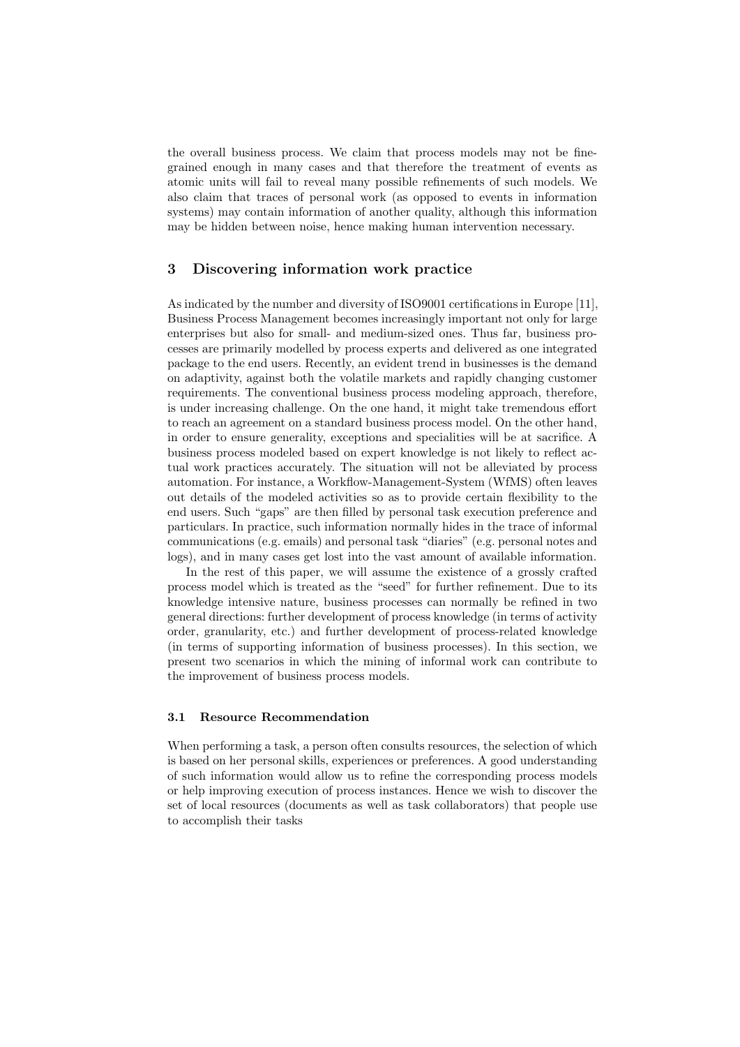the overall business process. We claim that process models may not be fine-grained enough in many cases and that therefore the treatment of events as atomic units will fail to reveal many possible refinements of such models. We also claim that traces of personal work (as opposed to events in information systems) may contain information of another quality, although this information may be hidden between noise, hence making human intervention necessary.

## 3 Discovering information work practice

As indicated by the number and diversity of ISO9001 certifications in Europe [11], Business Process Management becomes increasingly important not only for large enterprises but also for small- and medium-sized ones. Thus far, business processes are primarily modelled by process experts and delivered as one integrated package to the end users. Recently, an evident trend in businesses is the demand on adaptivity, against both the volatile markets and rapidly changing customer requirements. The conventional business process modeling approach, therefore, is under increasing challenge. On the one hand, it might take tremendous effort to reach an agreement on a standard business process model. On the other hand, in order to ensure generality, exceptions and specialities will be at sacrifice. A business process modeled based on expert knowledge is not likely to reflect actual work practices accurately. The situation will not be alleviated by process automation. For instance, a Workflow-Management-System (WfMS) often leaves out details of the modeled activities so as to provide certain flexibility to the end users. Such "gaps" are then filled by personal task execution preference and particulars. In practice, such information normally hides in the trace of informal communications (e.g. emails) and personal task "diaries" (e.g. personal notes and logs), and in many cases get lost into the vast amount of available information.

In the rest of this paper, we will assume the existence of a grossly crafted process model which is treated as the "seed" for further refinement. Due to its knowledge intensive nature, business processes can normally be refined in two general directions: further development of process knowledge (in terms of activity order, granularity, etc.) and further development of process-related knowledge (in terms of supporting information of business processes). In this section, we present two scenarios in which the mining of informal work can contribute to the improvement of business process models.

### 3.1 Resource Recommendation

When performing a task, a person often consults resources, the selection of which is based on her personal skills, experiences or preferences. A good understanding of such information would allow us to refine the corresponding process models or help improving execution of process instances. Hence we wish to discover the set of local resources (documents as well as task collaborators) that people use to accomplish their tasks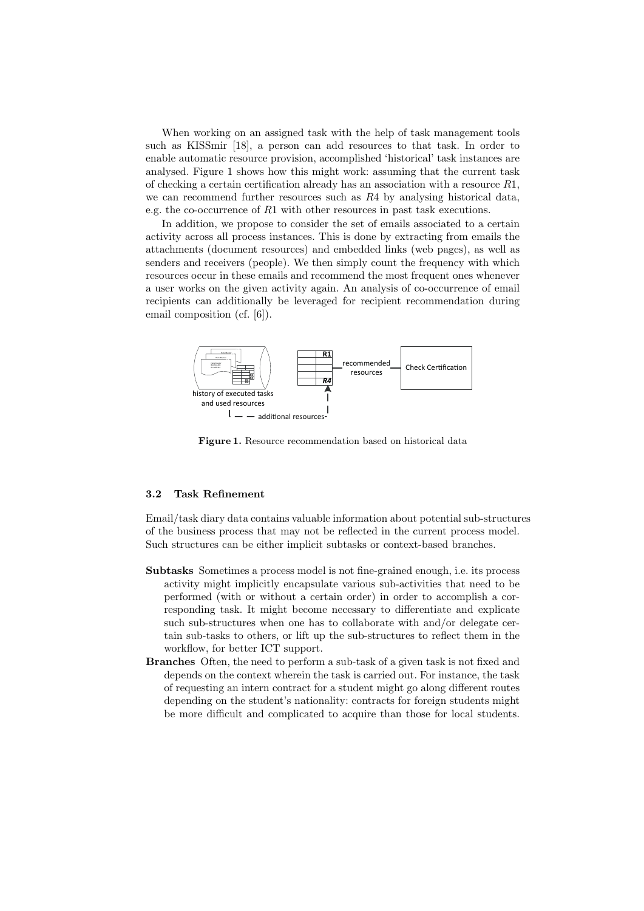When working on an assigned task with the help of task management tools such as KISSmir [18], a person can add resources to that task. In order to enable automatic resource provision, accomplished 'historical' task instances are analysed. Figure 1 shows how this might work: assuming that the current task of checking a certain certification already has an association with a resource $R1$, we can recommend further resources such as $R4$ by analysing historical data, e.g. the co-occurrence of $R1$ with other resources in past task executions.

In addition, we propose to consider the set of emails associated to a certain activity across all process instances. This is done by extracting from emails the attachments (document resources) and embedded links (web pages), as well as senders and receivers (people). We then simply count the frequency with which resources occur in these emails and recommend the most frequent ones whenever a user works on the given activity again. An analysis of co-occurrence of email recipients can additionally be leveraged for recipient recommendation during email composition (cf. [6]).

**Figure 1.** Resource recommendation based on historical data

### 3.2 Task Refinement

Email/task diary data contains valuable information about potential sub-structures of the business process that may not be reflected in the current process model. Such structures can be either implicit subtasks or context-based branches.

**Subtasks** Sometimes a process model is not fine-grained enough, i.e. its process activity might implicitly encapsulate various sub-activities that need to be performed (with or without a certain order) in order to accomplish a corresponding task. It might become necessary to differentiate and explicate such sub-structures when one has to collaborate with and/or delegate certain sub-tasks to others, or lift up the sub-structures to reflect them in the workflow, for better ICT support.

**Branches** Often, the need to perform a sub-task of a given task is not fixed and depends on the context wherein the task is carried out. For instance, the task of requesting an intern contract for a student might go along different routes depending on the student's nationality: contracts for foreign students might be more difficult and complicated to acquire than those for local students.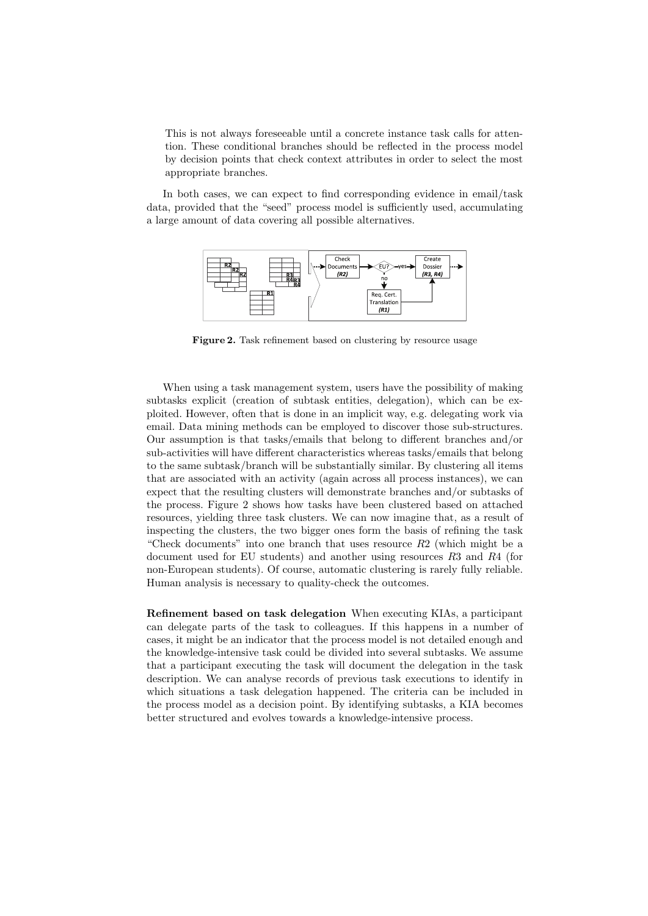This is not always foreseeable until a concrete instance task calls for attention. These conditional branches should be reflected in the process model by decision points that check context attributes in order to select the most appropriate branches.

In both cases, we can expect to find corresponding evidence in email/task data, provided that the "seed" process model is sufficiently used, accumulating a large amount of data covering all possible alternatives.

R2
R2
R2
R3
R4 R3
R4
R1
Check Documents (R2)
EU?
yes
no
Create Dossier (R3, R4)
Req. Cert. Translation (R1)

**Figure 2.** Task refinement based on clustering by resource usage

When using a task management system, users have the possibility of making subtasks explicit (creation of subtask entities, delegation), which can be exploited. However, often that is done in an implicit way, e.g. delegating work via email. Data mining methods can be employed to discover those sub-structures. Our assumption is that tasks/emails that belong to different branches and/or sub-activities will have different characteristics whereas tasks/emails that belong to the same subtask/branch will be substantially similar. By clustering all items that are associated with an activity (again across all process instances), we can expect that the resulting clusters will demonstrate branches and/or subtasks of the process. Figure 2 shows how tasks have been clustered based on attached resources, yielding three task clusters. We can now imagine that, as a result of inspecting the clusters, the two bigger ones form the basis of refining the task "Check documents" into one branch that uses resource $R2$ (which might be a document used for EU students) and another using resources $R3$ and $R4$ (for non-European students). Of course, automatic clustering is rarely fully reliable. Human analysis is necessary to quality-check the outcomes.

**Refinement based on task delegation** When executing KIAs, a participant can delegate parts of the task to colleagues. If this happens in a number of cases, it might be an indicator that the process model is not detailed enough and the knowledge-intensive task could be divided into several subtasks. We assume that a participant executing the task will document the delegation in the task description. We can analyse records of previous task executions to identify in which situations a task delegation happened. The criteria can be included in the process model as a decision point. By identifying subtasks, a KIA becomes better structured and evolves towards a knowledge-intensive process.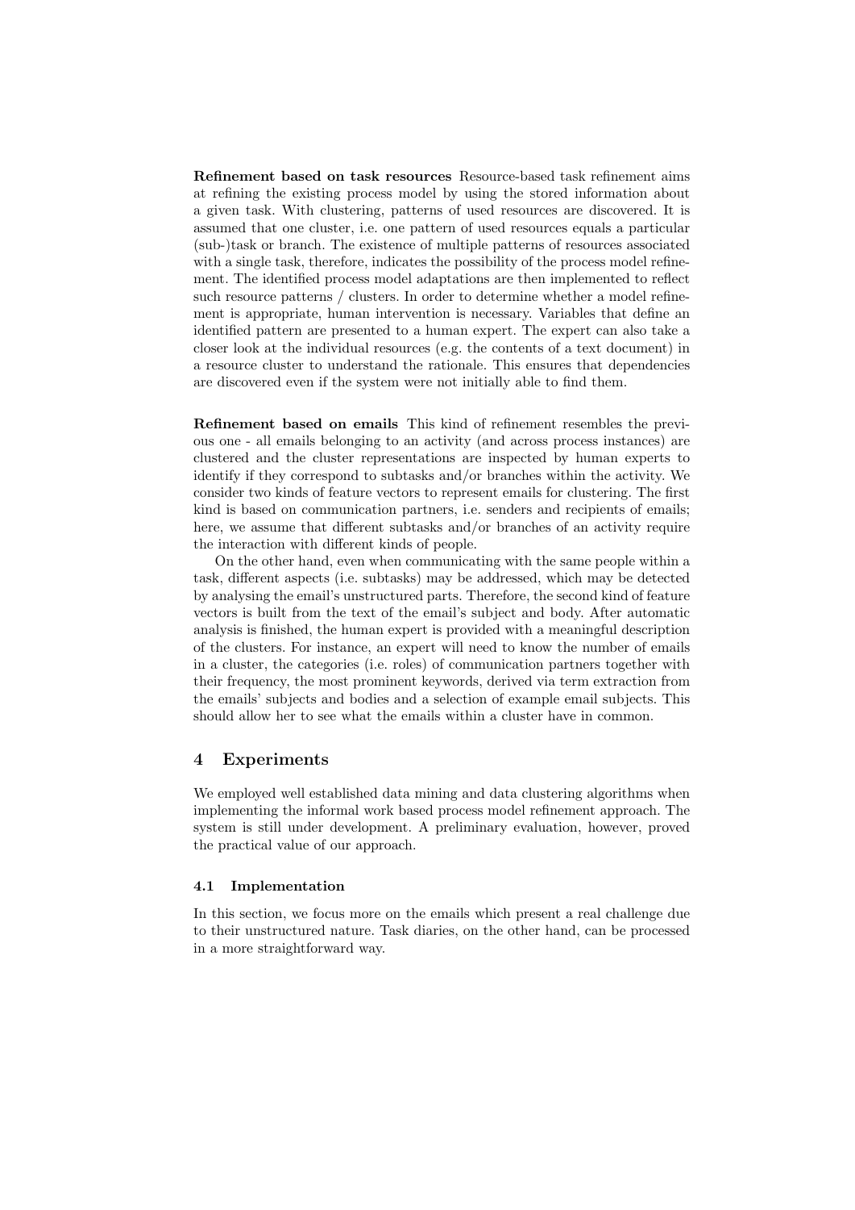**Refinement based on task resources** Resource-based task refinement aims at refining the existing process model by using the stored information about a given task. With clustering, patterns of used resources are discovered. It is assumed that one cluster, i.e. one pattern of used resources equals a particular (sub-)task or branch. The existence of multiple patterns of resources associated with a single task, therefore, indicates the possibility of the process model refinement. The identified process model adaptations are then implemented to reflect such resource patterns / clusters. In order to determine whether a model refinement is appropriate, human intervention is necessary. Variables that define an identified pattern are presented to a human expert. The expert can also take a closer look at the individual resources (e.g. the contents of a text document) in a resource cluster to understand the rationale. This ensures that dependencies are discovered even if the system were not initially able to find them.

**Refinement based on emails** This kind of refinement resembles the previous one - all emails belonging to an activity (and across process instances) are clustered and the cluster representations are inspected by human experts to identify if they correspond to subtasks and/or branches within the activity. We consider two kinds of feature vectors to represent emails for clustering. The first kind is based on communication partners, i.e. senders and recipients of emails; here, we assume that different subtasks and/or branches of an activity require the interaction with different kinds of people.

On the other hand, even when communicating with the same people within a task, different aspects (i.e. subtasks) may be addressed, which may be detected by analysing the email's unstructured parts. Therefore, the second kind of feature vectors is built from the text of the email's subject and body. After automatic analysis is finished, the human expert is provided with a meaningful description of the clusters. For instance, an expert will need to know the number of emails in a cluster, the categories (i.e. roles) of communication partners together with their frequency, the most prominent keywords, derived via term extraction from the emails' subjects and bodies and a selection of example email subjects. This should allow her to see what the emails within a cluster have in common.

## 4 Experiments

We employed well established data mining and data clustering algorithms when implementing the informal work based process model refinement approach. The system is still under development. A preliminary evaluation, however, proved the practical value of our approach.

### 4.1 Implementation

In this section, we focus more on the emails which present a real challenge due to their unstructured nature. Task diaries, on the other hand, can be processed in a more straightforward way.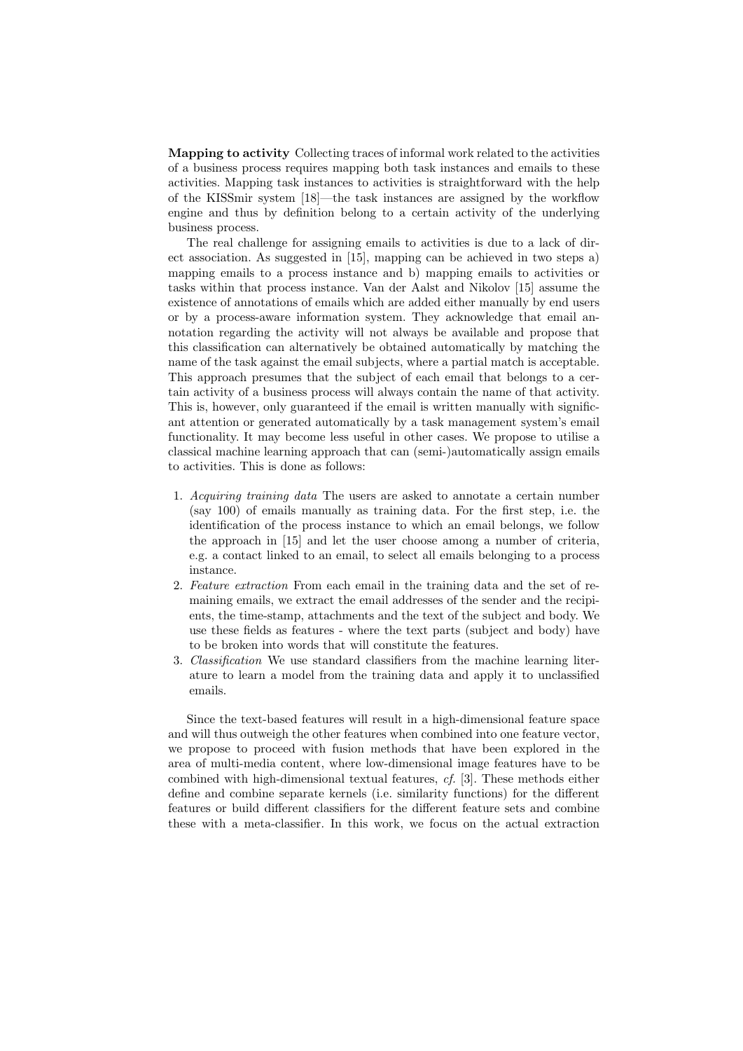**Mapping to activity** Collecting traces of informal work related to the activities of a business process requires mapping both task instances and emails to these activities. Mapping task instances to activities is straightforward with the help of the KISSmir system [18]—the task instances are assigned by the workflow engine and thus by definition belong to a certain activity of the underlying business process.

The real challenge for assigning emails to activities is due to a lack of direct association. As suggested in [15], mapping can be achieved in two steps a) mapping emails to a process instance and b) mapping emails to activities or tasks within that process instance. Van der Aalst and Nikolov [15] assume the existence of annotations of emails which are added either manually by end users or by a process-aware information system. They acknowledge that email annotation regarding the activity will not always be available and propose that this classification can alternatively be obtained automatically by matching the name of the task against the email subjects, where a partial match is acceptable. This approach presumes that the subject of each email that belongs to a certain activity of a business process will always contain the name of that activity. This is, however, only guaranteed if the email is written manually with significant attention or generated automatically by a task management system's email functionality. It may become less useful in other cases. We propose to utilise a classical machine learning approach that can (semi-)automatically assign emails to activities. This is done as follows:

1. *Acquiring training data* The users are asked to annotate a certain number (say 100) of emails manually as training data. For the first step, i.e. the identification of the process instance to which an email belongs, we follow the approach in [15] and let the user choose among a number of criteria, e.g. a contact linked to an email, to select all emails belonging to a process instance.
2. *Feature extraction* From each email in the training data and the set of remaining emails, we extract the email addresses of the sender and the recipients, the time-stamp, attachments and the text of the subject and body. We use these fields as features - where the text parts (subject and body) have to be broken into words that will constitute the features.
3. *Classification* We use standard classifiers from the machine learning literature to learn a model from the training data and apply it to unclassified emails.

Since the text-based features will result in a high-dimensional feature space and will thus outweigh the other features when combined into one feature vector, we propose to proceed with fusion methods that have been explored in the area of multi-media content, where low-dimensional image features have to be combined with high-dimensional textual features, *cf.* [3]. These methods either define and combine separate kernels (i.e. similarity functions) for the different features or build different classifiers for the different feature sets and combine these with a meta-classifier. In this work, we focus on the actual extraction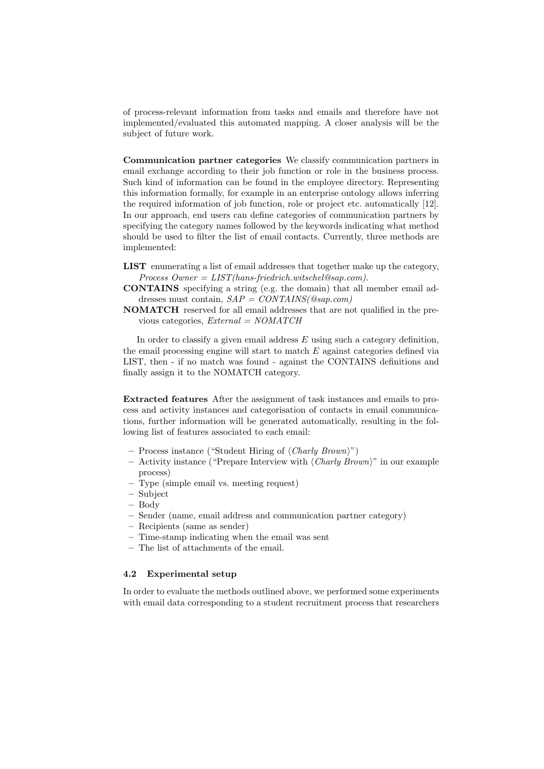of process-relevant information from tasks and emails and therefore have not implemented/evaluated this automated mapping. A closer analysis will be the subject of future work.

**Communication partner categories** We classify communication partners in email exchange according to their job function or role in the business process. Such kind of information can be found in the employee directory. Representing this information formally, for example in an enterprise ontology allows inferring the required information of job function, role or project etc. automatically [12]. In our approach, end users can define categories of communication partners by specifying the category names followed by the keywords indicating what method should be used to filter the list of email contacts. Currently, three methods are implemented:

**LIST** enumerating a list of email addresses that together make up the category, *Process Owner = LIST(hans-friedrich.witschel@sap.com)*.

**CONTAINS** specifying a string (e.g. the domain) that all member email addresses must contain, *SAP = CONTAINS(@sap.com)*

**NOMATCH** reserved for all email addresses that are not qualified in the previous categories, *External = NOMATCH*

In order to classify a given email address $E$ using such a category definition, the email processing engine will start to match $E$ against categories defined via LIST, then - if no match was found - against the CONTAINS definitions and finally assign it to the NOMATCH category.

**Extracted features** After the assignment of task instances and emails to process and activity instances and categorisation of contacts in email communications, further information will be generated automatically, resulting in the following list of features associated to each email:

- Process instance ("Student Hiring of ⟨*Charly Brown*⟩")
- Activity instance ("Prepare Interview with ⟨*Charly Brown*⟩" in our example process)
- Type (simple email vs. meeting request)
- Subject
- Body
- Sender (name, email address and communication partner category)
- Recipients (same as sender)
- Time-stamp indicating when the email was sent
- The list of attachments of the email.

### 4.2 Experimental setup

In order to evaluate the methods outlined above, we performed some experiments with email data corresponding to a student recruitment process that researchers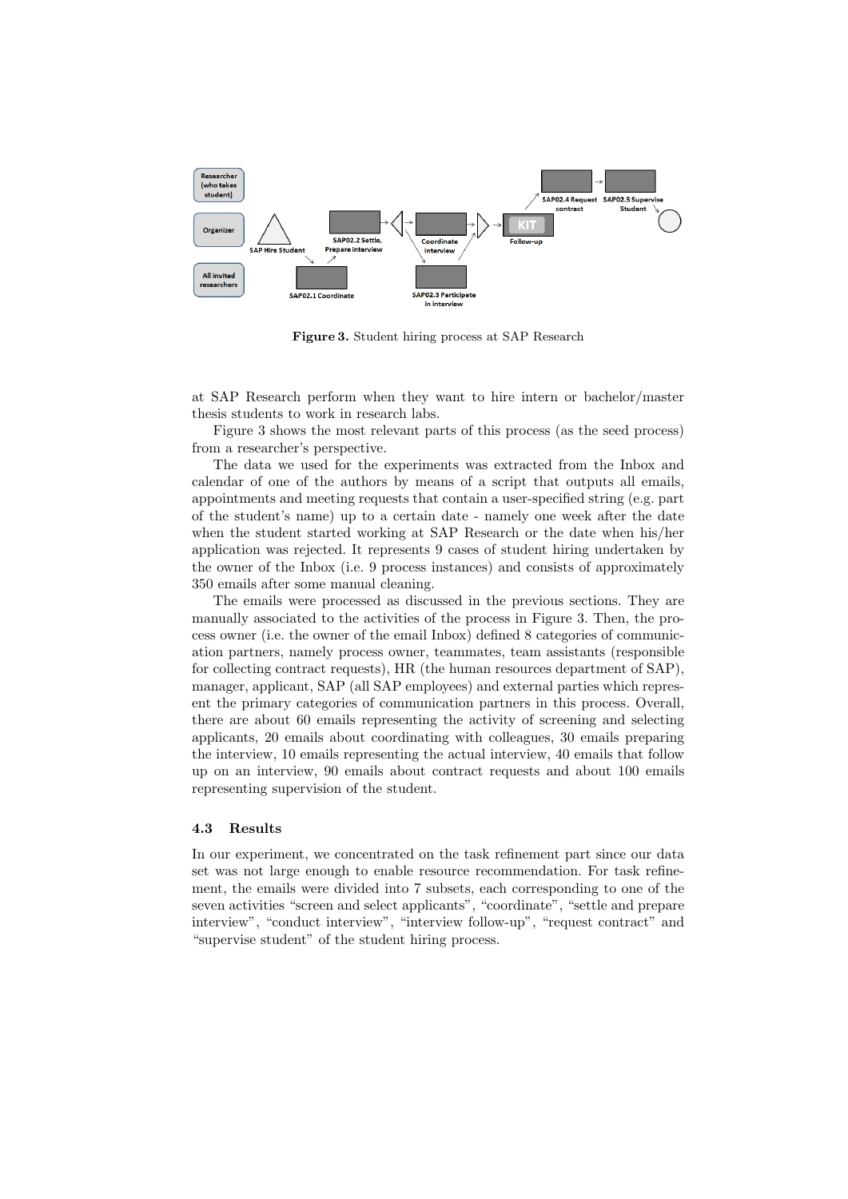Figure 3. Student hiring process at SAP Research

at SAP Research perform when they want to hire intern or bachelor/master thesis students to work in research labs.

Figure 3 shows the most relevant parts of this process (as the seed process) from a researcher's perspective.

The data we used for the experiments was extracted from the Inbox and calendar of one of the authors by means of a script that outputs all emails, appointments and meeting requests that contain a user-specified string (e.g. part of the student's name) up to a certain date - namely one week after the date when the student started working at SAP Research or the date when his/her application was rejected. It represents 9 cases of student hiring undertaken by the owner of the Inbox (i.e. 9 process instances) and consists of approximately 350 emails after some manual cleaning.

The emails were processed as discussed in the previous sections. They are manually associated to the activities of the process in Figure 3. Then, the process owner (i.e. the owner of the email Inbox) defined 8 categories of communication partners, namely process owner, teammates, team assistants (responsible for collecting contract requests), HR (the human resources department of SAP), manager, applicant, SAP (all SAP employees) and external parties which represent the primary categories of communication partners in this process. Overall, there are about 60 emails representing the activity of screening and selecting applicants, 20 emails about coordinating with colleagues, 30 emails preparing the interview, 10 emails representing the actual interview, 40 emails that follow up on an interview, 90 emails about contract requests and about 100 emails representing supervision of the student.

### 4.3 Results

In our experiment, we concentrated on the task refinement part since our data set was not large enough to enable resource recommendation. For task refinement, the emails were divided into 7 subsets, each corresponding to one of the seven activities "screen and select applicants", "coordinate", "settle and prepare interview", "conduct interview", "interview follow-up", "request contract" and "supervise student" of the student hiring process.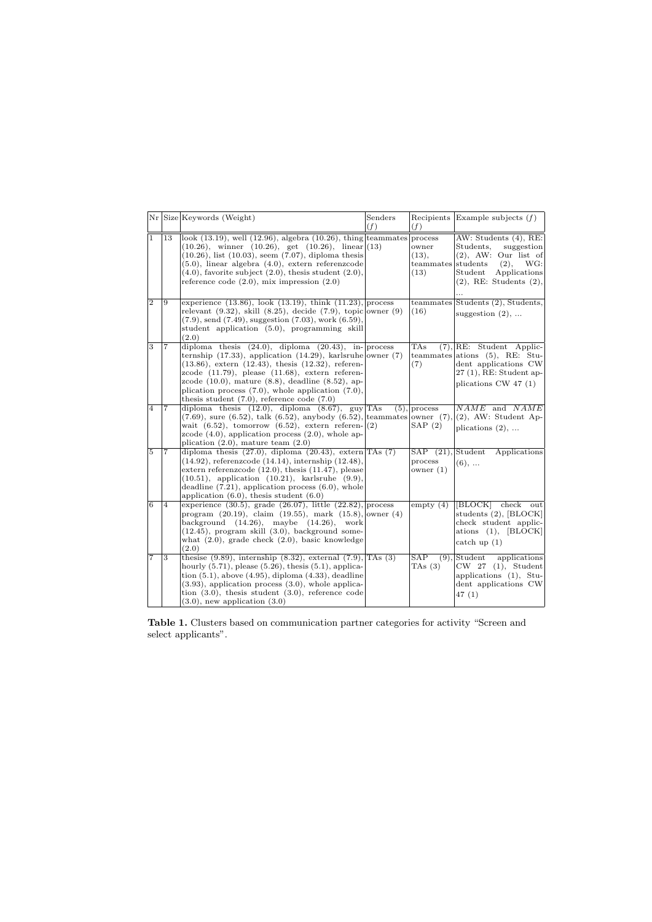| Nr | Size | Keywords (Weight) | Senders ($f$) | Recipients ($f$) | Example subjects ($f$) |
|---|---|---|---|---|---|
| 1 | 13 | look (13.19), well (12.96), algebra (10.26), thing (10.26), winner (10.26), get (10.26), linear (10.26), list (10.03), seem (7.07), diploma thesis (5.0), linear algebra (4.0), extern referenzcode (4.0), favorite subject (2.0), thesis student (2.0), reference code (2.0), mix impression (2.0) | teammates (13) | process owner (13), teammates (13) | AW: Students (4), RE: Students, suggestion (2), AW: Our list of students (2), WG: Student Applications (2), RE: Students (2), ... |
| 2 | 9 | experience (13.86), look (13.19), think (11.23), relevant (9.32), skill (8.25), decide (7.9), topic (7.9), send (7.49), suggestion (7.03), work (6.59), student application (5.0), programming skill (2.0) | process owner (9) | teammates (16) | Students (2), Students, suggestion (2), ... |
| 3 | 7 | diploma thesis (24.0), diploma (20.43), internship (17.33), application (14.29), karlsruhe (13.86), extern (12.43), thesis (12.32), referenzcode (11.79), please (11.68), extern referenzcode (10.0), mature (8.8), deadline (8.52), application process (7.0), whole application (7.0), thesis student (7.0), reference code (7.0) | process owner (7) | TAs (7), teammates (7) | RE: Student Applications (5), RE: Student applications CW 27 (1), RE: Student applications CW 47 (1) |
| 4 | 7 | diploma thesis (12.0), diploma (8.67), guy (7.69), sure (6.52), talk (6.52), anybody (6.52), wait (6.52), tomorrow (6.52), extern referenzcode (4.0), application process (2.0), whole application (2.0), mature team (2.0) | TAs (5), teammates (2) | process owner (7), SAP (2) | *NAME* and *NAME* (2), AW: Student Applications (2), ... |
| 5 | 7 | diploma thesis (27.0), diploma (20.43), extern (14.92), referenzcode (14.14), internship (12.48), extern referenzcode (12.0), thesis (11.47), please (10.51), application (10.21), karlsruhe (9.9), deadline (7.21), application process (6.0), whole application (6.0), thesis student (6.0) | TAs (7) | SAP (21), process owner (1) | Student Applications (6), ... |
| 6 | 4 | experience (30.5), grade (26.07), little (22.82), program (20.19), claim (19.55), mark (15.8), background (14.26), maybe (14.26), work (12.45), program skill (3.0), background somewhat (2.0), grade check (2.0), basic knowledge (2.0) | process owner (4) | empty (4) | [BLOCK] check out students (2), [BLOCK] check student applications (1), [BLOCK] catch up (1) |
| 7 | 3 | thesise (9.89), internship (8.32), external (7.9), hourly (5.71), please (5.26), thesis (5.1), application (5.1), above (4.95), diploma (4.33), deadline (3.93), application process (3.0), whole application (3.0), thesis student (3.0), reference code (3.0), new application (3.0) | TAs (3) | SAP (9), TAs (3) | Student applications CW 27 (1), Student applications (1), Student applications CW 47 (1) |

**Table 1.** Clusters based on communication partner categories for activity "Screen and select applicants".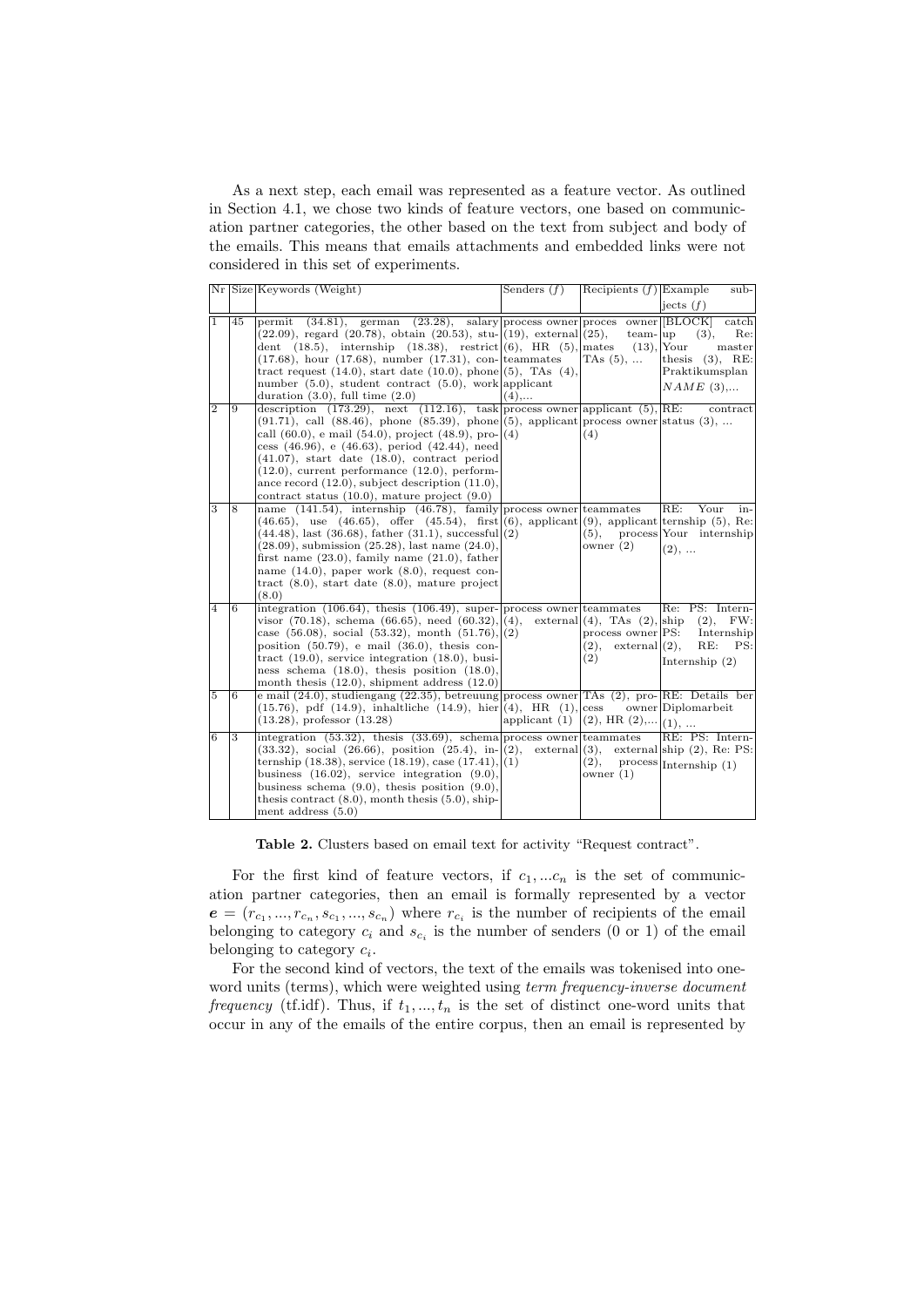As a next step, each email was represented as a feature vector. As outlined in Section 4.1, we chose two kinds of feature vectors, one based on communication partner categories, the other based on the text from subject and body of the emails. This means that emails attachments and embedded links were not considered in this set of experiments.

| Nr | Size | Keywords (Weight) | Senders ($f$) | Recipients ($f$) | Example subjects ($f$) |
|---|---|---|---|---|---|
| 1 | 45 | permit (34.81), german (23.28), salary (22.09), regard (20.78), obtain (20.53), student (18.5), internship (18.38), restrict (17.68), hour (17.68), number (17.31), contract request (14.0), start date (10.0), phone number (5.0), student contract (5.0), work duration (3.0), full time (2.0) | process owner (19), external (6), HR (5), teammates (5), TAs (4), applicant (4),... | process owner (25), teammates (13), TAs (5), ... | [BLOCK] catch up (3), Re: Your master thesis (3), RE: Praktikumsplan *NAME* (3),... |
| 2 | 9 | description (173.29), next (112.16), task (91.71), call (88.46), phone (85.39), phone call (60.0), e mail (54.0), project (48.9), process (46.96), e (46.63), period (42.44), need (41.07), start date (18.0), contract period (12.0), current performance (12.0), performance record (12.0), subject description (11.0), contract status (10.0), mature project (9.0) | process owner (5), applicant (4) | applicant (5), process owner (4) | RE: contract status (3), ... |
| 3 | 8 | name (141.54), internship (46.78), family (46.65), use (46.65), offer (45.54), first (44.48), last (36.68), father (31.1), successful (28.09), submission (25.28), last name (24.0), first name (23.0), family name (21.0), father name (14.0), paper work (8.0), request contract (8.0), start date (8.0), mature project (8.0) | process owner (6), applicant (2) | teammates (9), applicant (5), process owner (2) | RE: Your internship (5), Re: Your internship (2), ... |
| 4 | 6 | integration (106.64), thesis (106.49), supervisor (70.18), schema (66.65), need (60.32), case (56.08), social (53.32), month (51.76), position (50.79), e mail (36.0), thesis contract (19.0), service integration (18.0), business schema (18.0), thesis position (18.0), month thesis (12.0), shipment address (12.0) | process owner (4), external (2) | teammates (4), TAs (2), process owner (2), external (2) | Re: PS: Internship (2), FW: PS: Internship (2), RE: PS: Internship (2) |
| 5 | 6 | e mail (24.0), studiengang (22.35), betreuung (15.76), pdf (14.9), inhaltliche (14.9), hier (13.28), professor (13.28) | process owner (4), HR (1), applicant (1) | TAs (2), process owner (2), HR (2),... | RE: Details ber Diplomarbeit (1), ... |
| 6 | 3 | integration (53.32), thesis (33.69), schema (33.32), social (26.66), position (25.4), internship (18.38), service (18.19), case (17.41), business (16.02), service integration (9.0), business schema (9.0), thesis position (9.0), thesis contract (8.0), month thesis (5.0), shipment address (5.0) | process owner (2), external (1) | teammates (3), external (2), process owner (1) | RE: PS: Internship (2), Re: PS: Internship (1) |

**Table 2.** Clusters based on email text for activity "Request contract".

For the first kind of feature vectors, if $c_1, ...c_n$ is the set of communication partner categories, then an email is formally represented by a vector $\boldsymbol{e} = (r_{c_1}, ..., r_{c_n}, s_{c_1}, ..., s_{c_n})$ where $r_{c_i}$ is the number of recipients of the email belonging to category $c_i$ and $s_{c_i}$ is the number of senders (0 or 1) of the email belonging to category $c_i$.

For the second kind of vectors, the text of the emails was tokenised into one-word units (terms), which were weighted using *term frequency-inverse document frequency* (tf.idf). Thus, if $t_1, ..., t_n$ is the set of distinct one-word units that occur in any of the emails of the entire corpus, then an email is represented by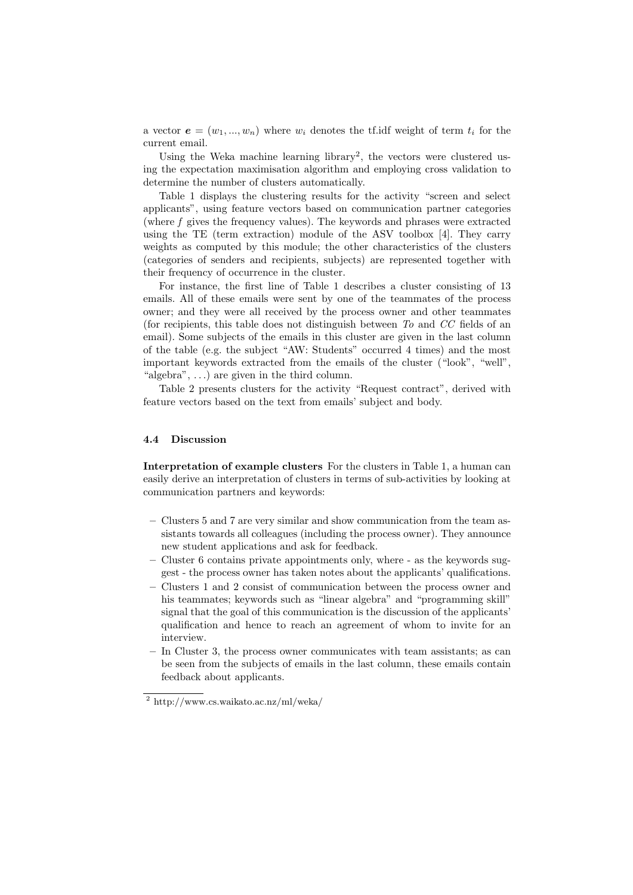a vector $\boldsymbol{e} = (w_1, ..., w_n)$ where $w_i$ denotes the tf.idf weight of term $t_i$ for the current email.

Using the Weka machine learning library[2], the vectors were clustered using the expectation maximisation algorithm and employing cross validation to determine the number of clusters automatically.

Table 1 displays the clustering results for the activity "screen and select applicants", using feature vectors based on communication partner categories (where $f$ gives the frequency values). The keywords and phrases were extracted using the TE (term extraction) module of the ASV toolbox [4]. They carry weights as computed by this module; the other characteristics of the clusters (categories of senders and recipients, subjects) are represented together with their frequency of occurrence in the cluster.

For instance, the first line of Table 1 describes a cluster consisting of 13 emails. All of these emails were sent by one of the teammates of the process owner; and they were all received by the process owner and other teammates (for recipients, this table does not distinguish between *To* and *CC* fields of an email). Some subjects of the emails in this cluster are given in the last column of the table (e.g. the subject "AW: Students" occurred 4 times) and the most important keywords extracted from the emails of the cluster ("look", "well", "algebra", ...) are given in the third column.

Table 2 presents clusters for the activity "Request contract", derived with feature vectors based on the text from emails' subject and body.

### 4.4 Discussion

**Interpretation of example clusters** For the clusters in Table 1, a human can easily derive an interpretation of clusters in terms of sub-activities by looking at communication partners and keywords:

- Clusters 5 and 7 are very similar and show communication from the team assistants towards all colleagues (including the process owner). They announce new student applications and ask for feedback.
- Cluster 6 contains private appointments only, where - as the keywords suggest - the process owner has taken notes about the applicants' qualifications.
- Clusters 1 and 2 consist of communication between the process owner and his teammates; keywords such as "linear algebra" and "programming skill" signal that the goal of this communication is the discussion of the applicants' qualification and hence to reach an agreement of whom to invite for an interview.
- In Cluster 3, the process owner communicates with team assistants; as can be seen from the subjects of emails in the last column, these emails contain feedback about applicants.

[2] http://www.cs.waikato.ac.nz/ml/weka/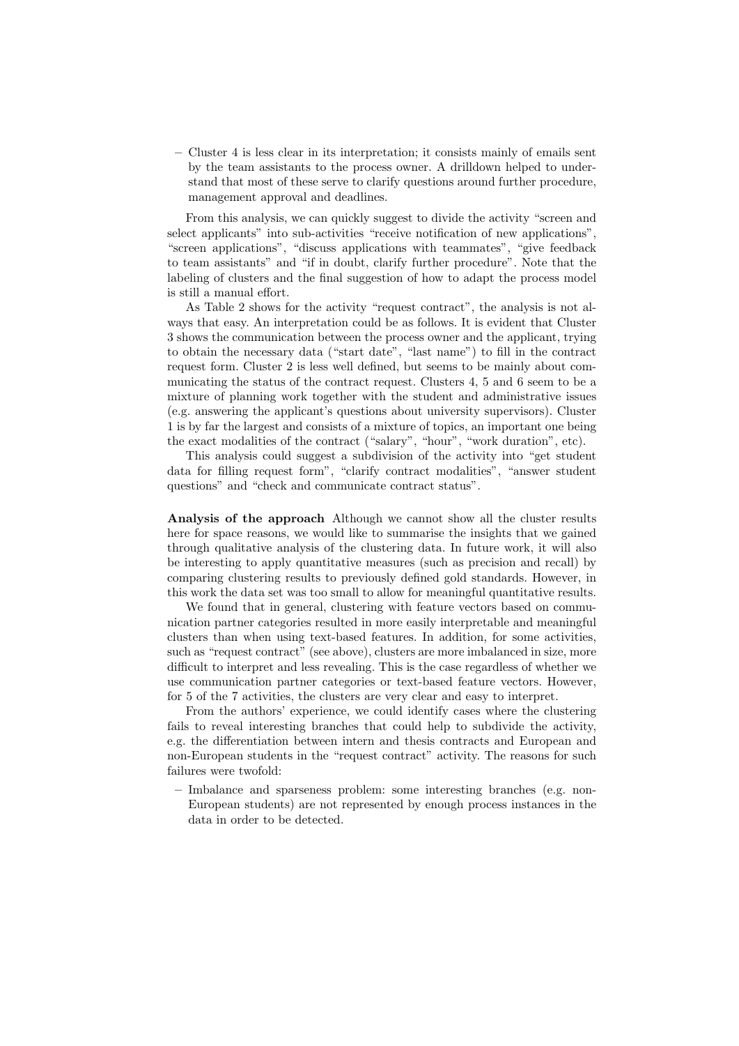- Cluster 4 is less clear in its interpretation; it consists mainly of emails sent by the team assistants to the process owner. A drilldown helped to understand that most of these serve to clarify questions around further procedure, management approval and deadlines.

From this analysis, we can quickly suggest to divide the activity "screen and select applicants" into sub-activities "receive notification of new applications", "screen applications", "discuss applications with teammates", "give feedback to team assistants" and "if in doubt, clarify further procedure". Note that the labeling of clusters and the final suggestion of how to adapt the process model is still a manual effort.

As Table 2 shows for the activity "request contract", the analysis is not always that easy. An interpretation could be as follows. It is evident that Cluster 3 shows the communication between the process owner and the applicant, trying to obtain the necessary data ("start date", "last name") to fill in the contract request form. Cluster 2 is less well defined, but seems to be mainly about communicating the status of the contract request. Clusters 4, 5 and 6 seem to be a mixture of planning work together with the student and administrative issues (e.g. answering the applicant's questions about university supervisors). Cluster 1 is by far the largest and consists of a mixture of topics, an important one being the exact modalities of the contract ("salary", "hour", "work duration", etc).

This analysis could suggest a subdivision of the activity into "get student data for filling request form", "clarify contract modalities", "answer student questions" and "check and communicate contract status".

**Analysis of the approach** Although we cannot show all the cluster results here for space reasons, we would like to summarise the insights that we gained through qualitative analysis of the clustering data. In future work, it will also be interesting to apply quantitative measures (such as precision and recall) by comparing clustering results to previously defined gold standards. However, in this work the data set was too small to allow for meaningful quantitative results.

We found that in general, clustering with feature vectors based on communication partner categories resulted in more easily interpretable and meaningful clusters than when using text-based features. In addition, for some activities, such as "request contract" (see above), clusters are more imbalanced in size, more difficult to interpret and less revealing. This is the case regardless of whether we use communication partner categories or text-based feature vectors. However, for 5 of the 7 activities, the clusters are very clear and easy to interpret.

From the authors' experience, we could identify cases where the clustering fails to reveal interesting branches that could help to subdivide the activity, e.g. the differentiation between intern and thesis contracts and European and non-European students in the "request contract" activity. The reasons for such failures were twofold:

- Imbalance and sparseness problem: some interesting branches (e.g. non-European students) are not represented by enough process instances in the data in order to be detected.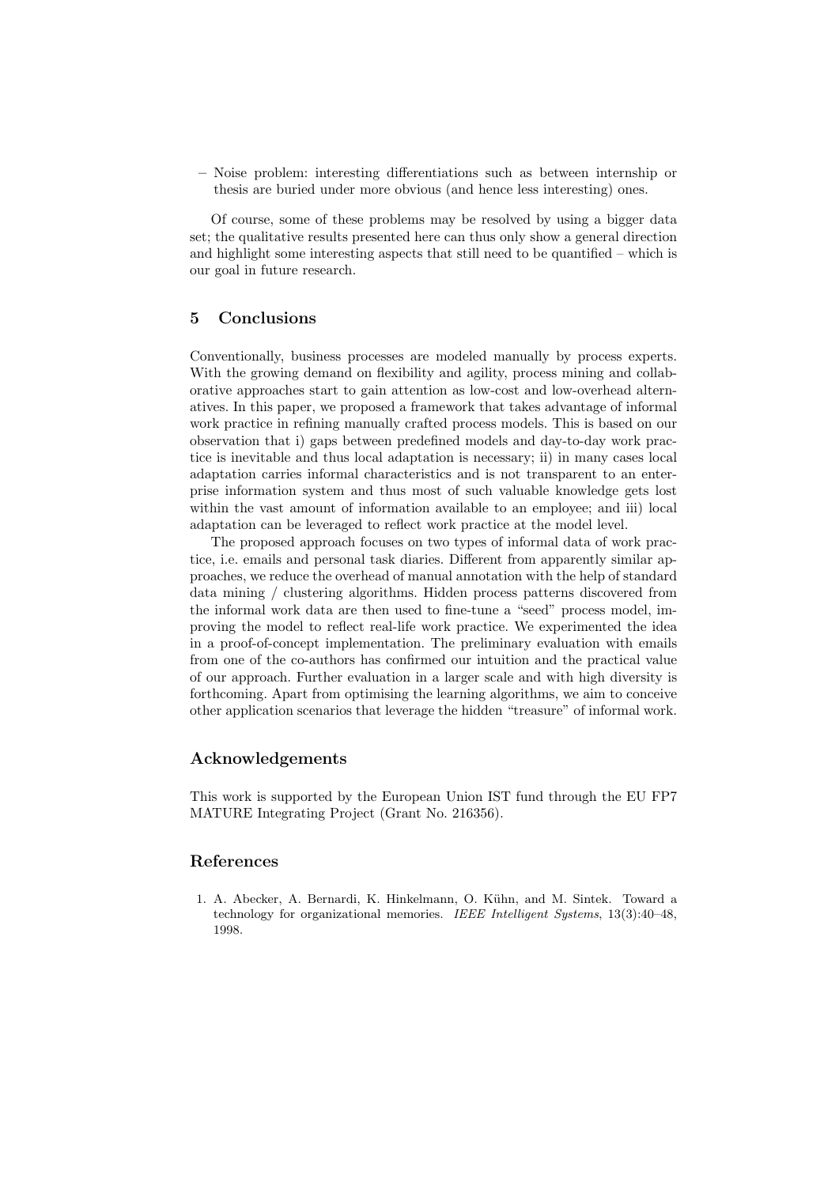– Noise problem: interesting differentiations such as between internship or thesis are buried under more obvious (and hence less interesting) ones.

Of course, some of these problems may be resolved by using a bigger data set; the qualitative results presented here can thus only show a general direction and highlight some interesting aspects that still need to be quantified – which is our goal in future research.

## 5 Conclusions

Conventionally, business processes are modeled manually by process experts. With the growing demand on flexibility and agility, process mining and collaborative approaches start to gain attention as low-cost and low-overhead alternatives. In this paper, we proposed a framework that takes advantage of informal work practice in refining manually crafted process models. This is based on our observation that i) gaps between predefined models and day-to-day work practice is inevitable and thus local adaptation is necessary; ii) in many cases local adaptation carries informal characteristics and is not transparent to an enterprise information system and thus most of such valuable knowledge gets lost within the vast amount of information available to an employee; and iii) local adaptation can be leveraged to reflect work practice at the model level.

The proposed approach focuses on two types of informal data of work practice, i.e. emails and personal task diaries. Different from apparently similar approaches, we reduce the overhead of manual annotation with the help of standard data mining / clustering algorithms. Hidden process patterns discovered from the informal work data are then used to fine-tune a "seed" process model, improving the model to reflect real-life work practice. We experimented the idea in a proof-of-concept implementation. The preliminary evaluation with emails from one of the co-authors has confirmed our intuition and the practical value of our approach. Further evaluation in a larger scale and with high diversity is forthcoming. Apart from optimising the learning algorithms, we aim to conceive other application scenarios that leverage the hidden "treasure" of informal work.

## Acknowledgements

This work is supported by the European Union IST fund through the EU FP7 MATURE Integrating Project (Grant No. 216356).

## References

1. A. Abecker, A. Bernardi, K. Hinkelmann, O. Kühn, and M. Sintek. Toward a technology for organizational memories. *IEEE Intelligent Systems*, 13(3):40–48, 1998.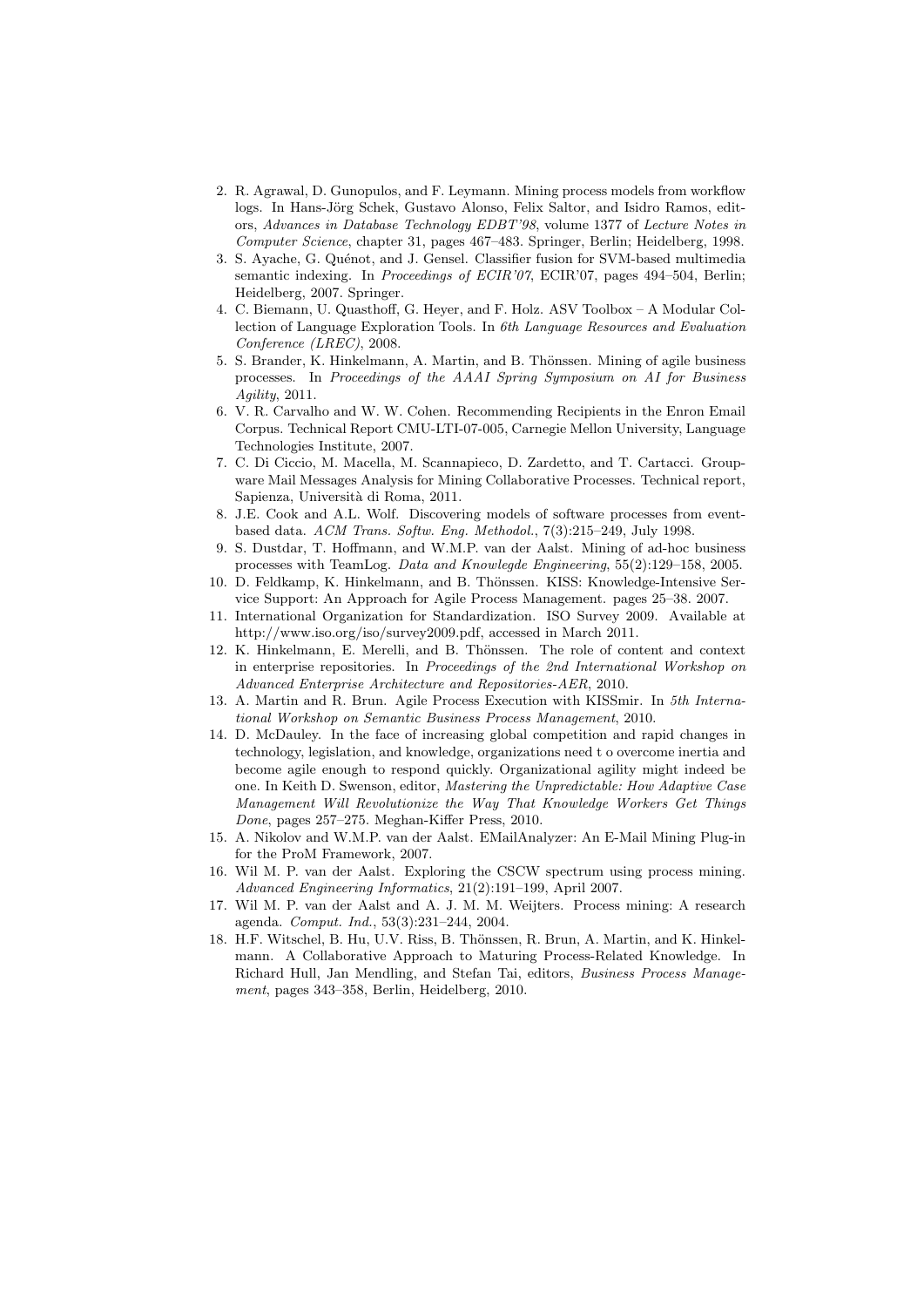2. R. Agrawal, D. Gunopulos, and F. Leymann. Mining process models from workflow logs. In Hans-Jörg Schek, Gustavo Alonso, Felix Saltor, and Isidro Ramos, editors, *Advances in Database Technology EDBT'98*, volume 1377 of *Lecture Notes in Computer Science*, chapter 31, pages 467–483. Springer, Berlin; Heidelberg, 1998.
3. S. Ayache, G. Quénot, and J. Gensel. Classifier fusion for SVM-based multimedia semantic indexing. In *Proceedings of ECIR'07*, ECIR'07, pages 494–504, Berlin; Heidelberg, 2007. Springer.
4. C. Biemann, U. Quasthoff, G. Heyer, and F. Holz. ASV Toolbox – A Modular Collection of Language Exploration Tools. In *6th Language Resources and Evaluation Conference (LREC)*, 2008.
5. S. Brander, K. Hinkelmann, A. Martin, and B. Thönssen. Mining of agile business processes. In *Proceedings of the AAAI Spring Symposium on AI for Business Agility*, 2011.
6. V. R. Carvalho and W. W. Cohen. Recommending Recipients in the Enron Email Corpus. Technical Report CMU-LTI-07-005, Carnegie Mellon University, Language Technologies Institute, 2007.
7. C. Di Ciccio, M. Macella, M. Scannapieco, D. Zardetto, and T. Cartacci. Groupware Mail Messages Analysis for Mining Collaborative Processes. Technical report, Sapienza, Università di Roma, 2011.
8. J.E. Cook and A.L. Wolf. Discovering models of software processes from event-based data. *ACM Trans. Softw. Eng. Methodol.*, 7(3):215–249, July 1998.
9. S. Dustdar, T. Hoffmann, and W.M.P. van der Aalst. Mining of ad-hoc business processes with TeamLog. *Data and Knowlegde Engineering*, 55(2):129–158, 2005.
10. D. Feldkamp, K. Hinkelmann, and B. Thönssen. KISS: Knowledge-Intensive Service Support: An Approach for Agile Process Management. pages 25–38. 2007.
11. International Organization for Standardization. ISO Survey 2009. Available at http://www.iso.org/iso/survey2009.pdf, accessed in March 2011.
12. K. Hinkelmann, E. Merelli, and B. Thönssen. The role of content and context in enterprise repositories. In *Proceedings of the 2nd International Workshop on Advanced Enterprise Architecture and Repositories-AER*, 2010.
13. A. Martin and R. Brun. Agile Process Execution with KISSmir. In *5th International Workshop on Semantic Business Process Management*, 2010.
14. D. McDauley. In the face of increasing global competition and rapid changes in technology, legislation, and knowledge, organizations need t o overcome inertia and become agile enough to respond quickly. Organizational agility might indeed be one. In Keith D. Swenson, editor, *Mastering the Unpredictable: How Adaptive Case Management Will Revolutionize the Way That Knowledge Workers Get Things Done*, pages 257–275. Meghan-Kiffer Press, 2010.
15. A. Nikolov and W.M.P. van der Aalst. EMailAnalyzer: An E-Mail Mining Plug-in for the ProM Framework, 2007.
16. Wil M. P. van der Aalst. Exploring the CSCW spectrum using process mining. *Advanced Engineering Informatics*, 21(2):191–199, April 2007.
17. Wil M. P. van der Aalst and A. J. M. M. Weijters. Process mining: A research agenda. *Comput. Ind.*, 53(3):231–244, 2004.
18. H.F. Witschel, B. Hu, U.V. Riss, B. Thönssen, R. Brun, A. Martin, and K. Hinkelmann. A Collaborative Approach to Maturing Process-Related Knowledge. In Richard Hull, Jan Mendling, and Stefan Tai, editors, *Business Process Management*, pages 343–358, Berlin, Heidelberg, 2010.